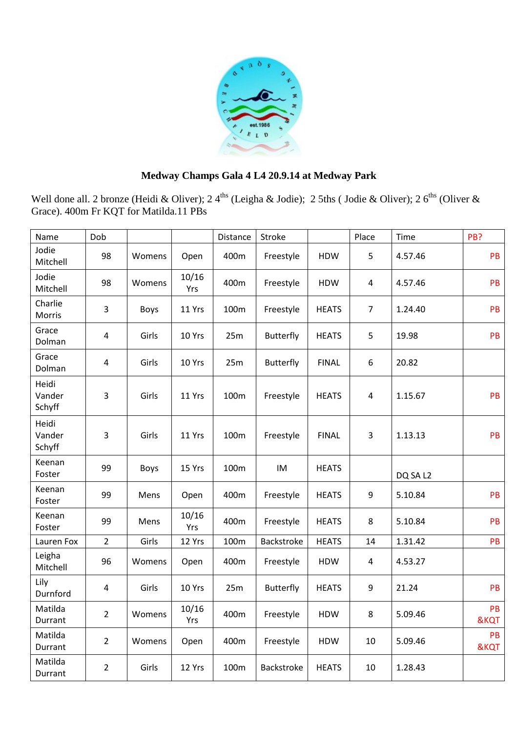## Medway Champs Gala 4 L4 20.9.14 at Medway Park

Well done all. 2 bronze (Heidi & Oliver); 2 4ths (Leigha & Jodie); 2 5ths ( Jodie & Oliver); 2 6ths (Oliver & Grace). 400m Fr KQT for Matilda.11 PBs

| Name | Dob | | | Distance | Stroke | | Place | Time | PB? |
|---|---|---|---|---|---|---|---|---|---|
| Jodie Mitchell | 98 | Womens | Open | 400m | Freestyle | HDW | 5 | 4.57.46 | PB |
| Jodie Mitchell | 98 | Womens | 10/16 Yrs | 400m | Freestyle | HDW | 4 | 4.57.46 | PB |
| Charlie Morris | 3 | Boys | 11 Yrs | 100m | Freestyle | HEATS | 7 | 1.24.40 | PB |
| Grace Dolman | 4 | Girls | 10 Yrs | 25m | Butterfly | HEATS | 5 | 19.98 | PB |
| Grace Dolman | 4 | Girls | 10 Yrs | 25m | Butterfly | FINAL | 6 | 20.82 | |
| Heidi Vander Schyff | 3 | Girls | 11 Yrs | 100m | Freestyle | HEATS | 4 | 1.15.67 | PB |
| Heidi Vander Schyff | 3 | Girls | 11 Yrs | 100m | Freestyle | FINAL | 3 | 1.13.13 | PB |
| Keenan Foster | 99 | Boys | 15 Yrs | 100m | IM | HEATS | | DQ SA L2 | |
| Keenan Foster | 99 | Mens | Open | 400m | Freestyle | HEATS | 9 | 5.10.84 | PB |
| Keenan Foster | 99 | Mens | 10/16 Yrs | 400m | Freestyle | HEATS | 8 | 5.10.84 | PB |
| Lauren Fox | 2 | Girls | 12 Yrs | 100m | Backstroke | HEATS | 14 | 1.31.42 | PB |
| Leigha Mitchell | 96 | Womens | Open | 400m | Freestyle | HDW | 4 | 4.53.27 | |
| Lily Durnford | 4 | Girls | 10 Yrs | 25m | Butterfly | HEATS | 9 | 21.24 | PB |
| Matilda Durrant | 2 | Womens | 10/16 Yrs | 400m | Freestyle | HDW | 8 | 5.09.46 | PB &KQT |
| Matilda Durrant | 2 | Womens | Open | 400m | Freestyle | HDW | 10 | 5.09.46 | PB &KQT |
| Matilda Durrant | 2 | Girls | 12 Yrs | 100m | Backstroke | HEATS | 10 | 1.28.43 | |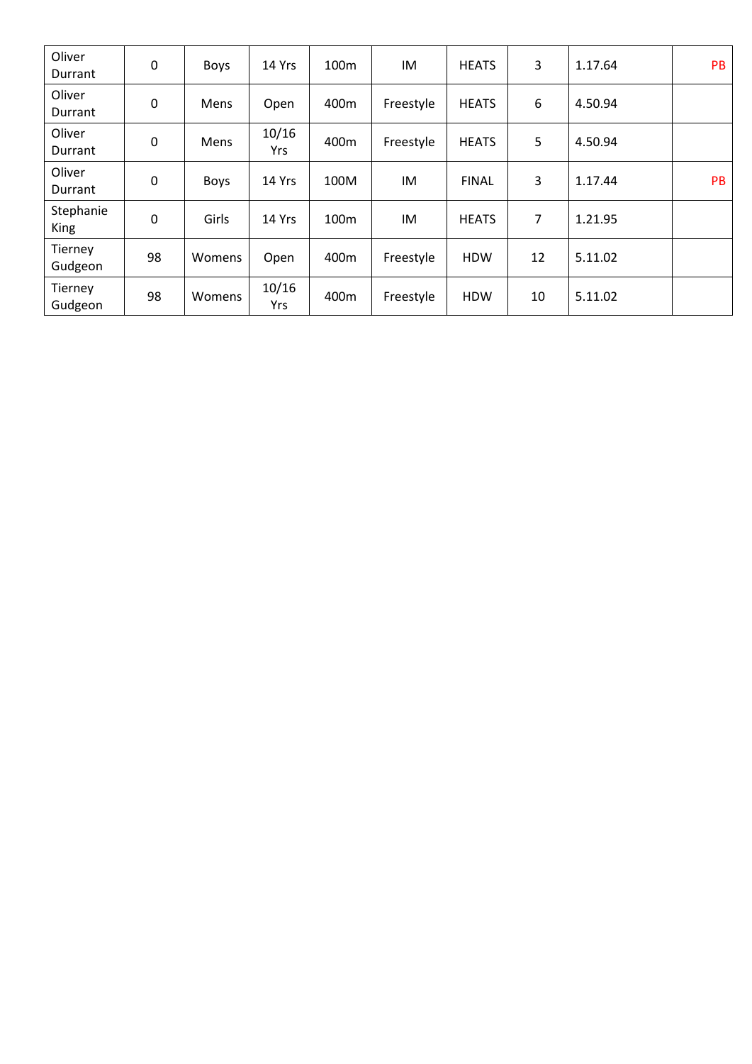| | | | | | | | | | |
|---|---|---|---|---|---|---|---|---|---|
| Oliver Durrant | 0 | Boys | 14 Yrs | 100m | IM | HEATS | 3 | 1.17.64 | PB |
| Oliver Durrant | 0 | Mens | Open | 400m | Freestyle | HEATS | 6 | 4.50.94 | |
| Oliver Durrant | 0 | Mens | 10/16 Yrs | 400m | Freestyle | HEATS | 5 | 4.50.94 | |
| Oliver Durrant | 0 | Boys | 14 Yrs | 100M | IM | FINAL | 3 | 1.17.44 | PB |
| Stephanie King | 0 | Girls | 14 Yrs | 100m | IM | HEATS | 7 | 1.21.95 | |
| Tierney Gudgeon | 98 | Womens | Open | 400m | Freestyle | HDW | 12 | 5.11.02 | |
| Tierney Gudgeon | 98 | Womens | 10/16 Yrs | 400m | Freestyle | HDW | 10 | 5.11.02 | |